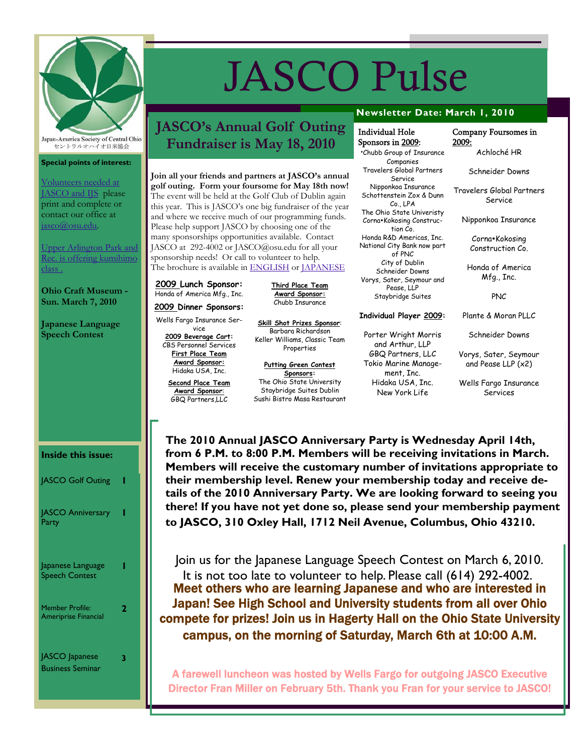# JASCO Pulse

Japan-America Society of Central Ohio
セントラルオハイオ日米協会

**Newsletter Date: March 1, 2010**

**Special points of interest:**

Volunteers needed at JASCO and IJS please print and complete or contact our office at jasco@osu.edu.

Upper Arlington Park and Rec. is offering kumihimo class .

**Ohio Craft Museum - Sun. March 7, 2010**

**Japanese Language Speech Contest**

**Inside this issue:**

| | |
|---|---|
| JASCO Golf Outing | 1 |
| JASCO Anniversary Party | 1 |
| Japanese Language Speech Contest | 1 |
| Member Profile: Ameriprise Financial | 2 |
| JASCO Japanese Business Seminar | 3 |

## JASCO's Annual Golf Outing Fundraiser is May 18, 2010

**Join all your friends and partners at JASCO's annual golf outing. Form your foursome for May 18th now!** The event will be held at the Golf Club of Dublin again this year. This is JASCO's one big fundraiser of the year and where we receive much of our programming funds. Please help support JASCO by choosing one of the many sponsorships opportunities available. Contact JASCO at 292-4002 or JASCO@osu.edu for all your sponsorship needs! Or call to volunteer to help. The brochure is available in ENGLISH or JAPANESE

**2009 Lunch Sponsor:**
Honda of America Mfg., Inc.

**2009 Dinner Sponsors:**
Wells Fargo Insurance Service

**2009 Beverage Cart:**
CBS Personnel Services

**First Place Team Award Sponsor:**
Hidaka USA, Inc.

**Second Place Team Award Sponsor:**
GBQ Partners,LLC

**Third Place Team Award Sponsor:**
Chubb Insurance

**Skill Shot Prizes Sponsor:**
Barbara Richardson
Keller Williams, Classic Team Properties

**Putting Green Contest Sponsors:**
The Ohio State University
Staybridge Suites Dublin
Sushi Bistro Masa Restaurant

**Individual Hole Sponsors in 2009:**
•Chubb Group of Insurance Companies
Travelers Global Partners Service
Nipponkoa Insurance
Schottenstein Zox & Dunn Co., LPA
The Ohio State Univeristy
Corna•Kokosing Construction Co.
Honda R&D Americas, Inc.
National City Bank now part of PNC
City of Dublin
Schneider Downs
Vorys, Sater, Seymour and Pease, LLP
Staybridge Suites

**Individual Player 2009:**
Porter Wright Morris and Arthur, LLP
GBQ Partners, LLC
Tokio Marine Management, Inc.
Hidaka USA, Inc.
New York Life

**Company Foursomes in 2009:**
Achloché HR
Schneider Downs
Travelers Global Partners Service
Nipponkoa Insurance
Corna•Kokosing Construction Co.
Honda of America Mfg., Inc.
PNC
Plante & Moran PLLC
Schneider Downs
Vorys, Sater, Seymour and Pease LLP (x2)
Wells Fargo Insurance Services

**The 2010 Annual JASCO Anniversary Party is Wednesday April 14th, from 6 P.M. to 8:00 P.M. Members will be receiving invitations in March. Members will receive the customary number of invitations appropriate to their membership level. Renew your membership today and receive details of the 2010 Anniversary Party. We are looking forward to seeing you there! If you have not yet done so, please send your membership payment to JASCO, 310 Oxley Hall, 1712 Neil Avenue, Columbus, Ohio 43210.**

Join us for the Japanese Language Speech Contest on March 6, 2010. It is not too late to volunteer to help. Please call (614) 292-4002.

**Meet others who are learning Japanese and who are interested in Japan! See High School and University students from all over Ohio compete for prizes! Join us in Hagerty Hall on the Ohio State University campus, on the morning of Saturday, March 6th at 10:00 A.M.**

**A farewell luncheon was hosted by Wells Fargo for outgoing JASCO Executive Director Fran Miller on February 5th. Thank you Fran for your service to JASCO!**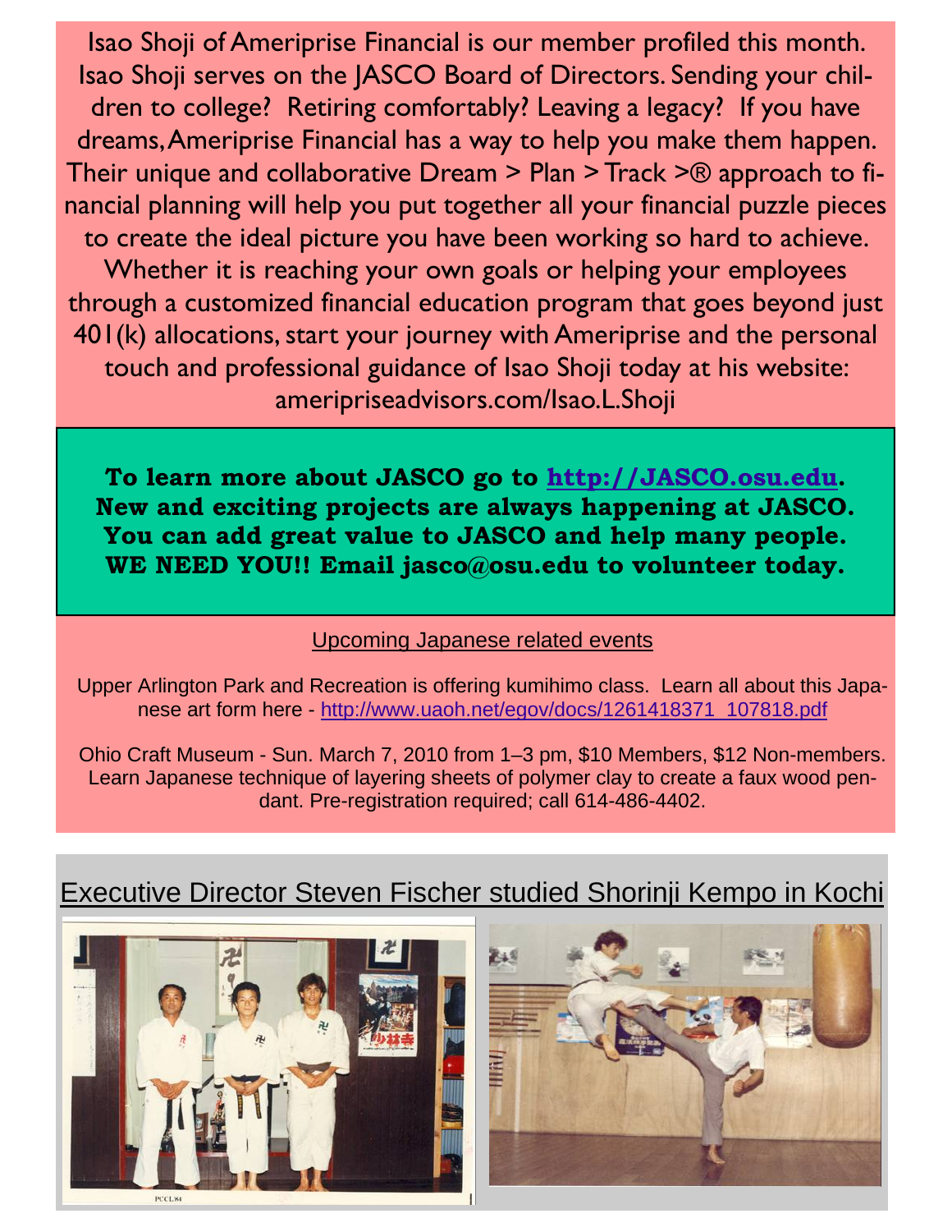Isao Shoji of Ameriprise Financial is our member profiled this month. Isao Shoji serves on the JASCO Board of Directors. Sending your children to college? Retiring comfortably? Leaving a legacy? If you have dreams, Ameriprise Financial has a way to help you make them happen. Their unique and collaborative Dream > Plan > Track >® approach to financial planning will help you put together all your financial puzzle pieces to create the ideal picture you have been working so hard to achieve. Whether it is reaching your own goals or helping your employees through a customized financial education program that goes beyond just 401(k) allocations, start your journey with Ameriprise and the personal touch and professional guidance of Isao Shoji today at his website: ameripriseadvisors.com/Isao.L.Shoji

**To learn more about JASCO go to http://JASCO.osu.edu. New and exciting projects are always happening at JASCO. You can add great value to JASCO and help many people. WE NEED YOU!! Email jasco@osu.edu to volunteer today.**

## Upcoming Japanese related events

Upper Arlington Park and Recreation is offering kumihimo class. Learn all about this Japanese art form here - http://www.uaoh.net/egov/docs/1261418371_107818.pdf

Ohio Craft Museum - Sun. March 7, 2010 from 1–3 pm, $10 Members, $12 Non-members. Learn Japanese technique of layering sheets of polymer clay to create a faux wood pendant. Pre-registration required; call 614-486-4402.

## Executive Director Steven Fischer studied Shorinji Kempo in Kochi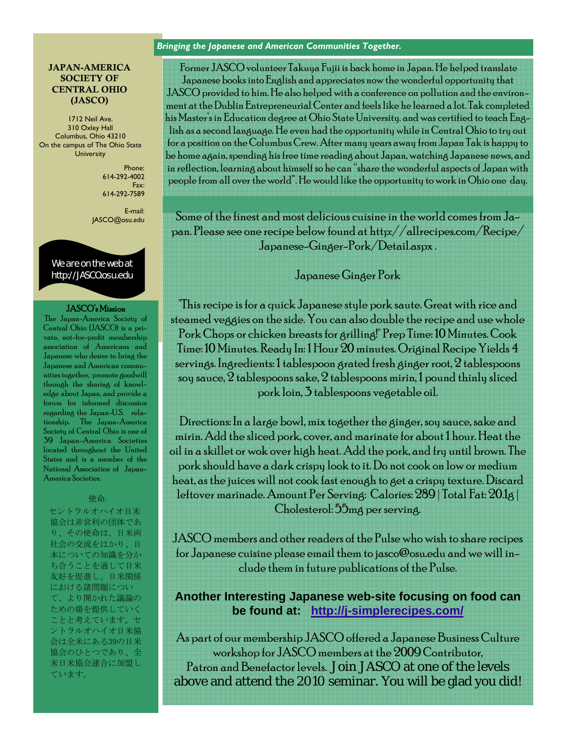## JAPAN-AMERICA SOCIETY OF CENTRAL OHIO (JASCO)

1712 Neil Ave.
310 Oxley Hall
Columbus, Ohio 43210
On the campus of The Ohio State University

Phone:
614-292-4002
Fax:
614-292-7589

E-mail:
JASCO@osu.edu

We are on the web at
http://JASCO.osu.edu

### JASCO's Mission

The Japan-America Society of Central Ohio (JASCO) is a private, not-for-profit membership association of Americans and Japanese who desire to bring the Japanese and American communities together, promote goodwill through the sharing of knowledge about Japan, and provide a forum for informed discussion regarding the Japan-U.S. relationship. The Japan-America Society of Central Ohio is one of 39 Japan-America Societies located throughout the United States and is a member of the National Association of Japan-America Societies.

### 使命:

セントラルオハイオ日米協会は非営利の団体であり、その使命は、日米両社会の交流をはかり、日本についての知識を分かち合うことを通して日米友好を促進し、日米関係における諸問題について、より開かれた議論のための場を提供していくことと考えています。セントラルオハイオ日米協会は全米にある39の日米協会のひとつであり、全米日米協会連合に加盟しています。

*Bringing the Japanese and American Communities Together.*

Former JASCO volunteer Takuya Fujii is back home in Japan. He helped translate Japanese books into English and appreciates now the wonderful opportunity that JASCO provided to him. He also helped with a conference on pollution and the environment at the Dublin Entrepreneurial Center and feels like he learned a lot. Tak completed his Master's in Education degree at Ohio State University. and was certified to teach English as a second language. He even had the opportunity while in Central Ohio to try out for a position on the Columbus Crew. After many years away from Japan Tak is happy to be home again, spending his free time reading about Japan, watching Japanese news, and in reflection, learning about himself so he can "share the wonderful aspects of Japan with people from all over the world". He would like the opportunity to work in Ohio one day.

Some of the finest and most delicious cuisine in the world comes from Japan. Please see one recipe below found at http://allrecipes.com/Recipe/Japanese-Ginger-Pork/Detail.aspx .

Japanese Ginger Pork

"This recipe is for a quick Japanese style pork saute. Great with rice and steamed veggies on the side. You can also double the recipe and use whole Pork Chops or chicken breasts for grilling!" Prep Time: 10 Minutes. Cook Time: 10 Minutes. Ready In: 1 Hour 20 minutes. Original Recipe Yields 4 servings. Ingredients: 1 tablespoon grated fresh ginger root, 2 tablespoons soy sauce, 2 tablespoons sake, 2 tablespoons mirin, 1 pound thinly sliced pork loin, 3 tablespoons vegetable oil.

Directions: In a large bowl, mix together the ginger, soy sauce, sake and mirin. Add the sliced pork, cover, and marinate for about 1 hour. Heat the oil in a skillet or wok over high heat. Add the pork, and fry until brown. The pork should have a dark crispy look to it. Do not cook on low or medium heat, as the juices will not cook fast enough to get a crispy texture. Discard leftover marinade. Amount Per Serving: Calories: 289 | Total Fat: 20.1g | Cholesterol: 55mg per serving.

JASCO members and other readers of the Pulse who wish to share recipes for Japanese cuisine please email them to jasco@osu.edu and we will include them in future publications of the Pulse.

**Another Interesting Japanese web-site focusing on food can be found at: http://j-simplerecipes.com/**

As part of our membership JASCO offered a Japanese Business Culture workshop for JASCO members at the 2009 Contributor, Patron and Benefactor levels. Join JASCO at one of the levels above and attend the 2010 seminar. You will be glad you did!